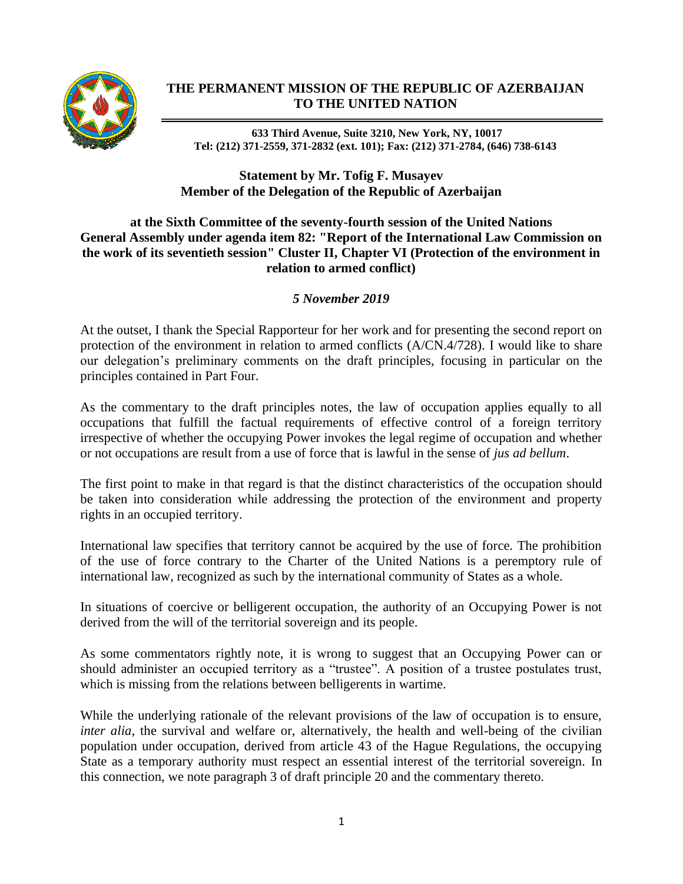# THE PERMANENT MISSION OF THE REPUBLIC OF AZERBAIJAN TO THE UNITED NATION

**633 Third Avenue, Suite 3210, New York, NY, 10017**
**Tel: (212) 371-2559, 371-2832 (ext. 101); Fax: (212) 371-2784, (646) 738-6143**

## Statement by Mr. Tofig F. Musayev
## Member of the Delegation of the Republic of Azerbaijan

### at the Sixth Committee of the seventy-fourth session of the United Nations General Assembly under agenda item 82: "Report of the International Law Commission on the work of its seventieth session" Cluster II, Chapter VI (Protection of the environment in relation to armed conflict)

***5 November 2019***

At the outset, I thank the Special Rapporteur for her work and for presenting the second report on protection of the environment in relation to armed conflicts (A/CN.4/728). I would like to share our delegation's preliminary comments on the draft principles, focusing in particular on the principles contained in Part Four.

As the commentary to the draft principles notes, the law of occupation applies equally to all occupations that fulfill the factual requirements of effective control of a foreign territory irrespective of whether the occupying Power invokes the legal regime of occupation and whether or not occupations are result from a use of force that is lawful in the sense of *jus ad bellum*.

The first point to make in that regard is that the distinct characteristics of the occupation should be taken into consideration while addressing the protection of the environment and property rights in an occupied territory.

International law specifies that territory cannot be acquired by the use of force. The prohibition of the use of force contrary to the Charter of the United Nations is a peremptory rule of international law, recognized as such by the international community of States as a whole.

In situations of coercive or belligerent occupation, the authority of an Occupying Power is not derived from the will of the territorial sovereign and its people.

As some commentators rightly note, it is wrong to suggest that an Occupying Power can or should administer an occupied territory as a "trustee". A position of a trustee postulates trust, which is missing from the relations between belligerents in wartime.

While the underlying rationale of the relevant provisions of the law of occupation is to ensure, *inter alia*, the survival and welfare or, alternatively, the health and well-being of the civilian population under occupation, derived from article 43 of the Hague Regulations, the occupying State as a temporary authority must respect an essential interest of the territorial sovereign. In this connection, we note paragraph 3 of draft principle 20 and the commentary thereto.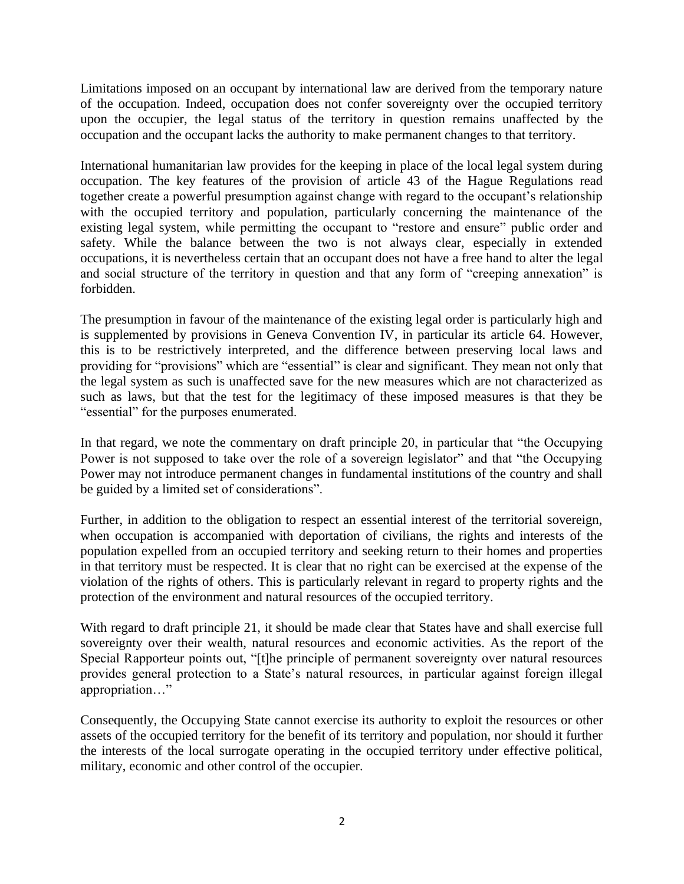Limitations imposed on an occupant by international law are derived from the temporary nature of the occupation. Indeed, occupation does not confer sovereignty over the occupied territory upon the occupier, the legal status of the territory in question remains unaffected by the occupation and the occupant lacks the authority to make permanent changes to that territory.

International humanitarian law provides for the keeping in place of the local legal system during occupation. The key features of the provision of article 43 of the Hague Regulations read together create a powerful presumption against change with regard to the occupant's relationship with the occupied territory and population, particularly concerning the maintenance of the existing legal system, while permitting the occupant to "restore and ensure" public order and safety. While the balance between the two is not always clear, especially in extended occupations, it is nevertheless certain that an occupant does not have a free hand to alter the legal and social structure of the territory in question and that any form of "creeping annexation" is forbidden.

The presumption in favour of the maintenance of the existing legal order is particularly high and is supplemented by provisions in Geneva Convention IV, in particular its article 64. However, this is to be restrictively interpreted, and the difference between preserving local laws and providing for "provisions" which are "essential" is clear and significant. They mean not only that the legal system as such is unaffected save for the new measures which are not characterized as such as laws, but that the test for the legitimacy of these imposed measures is that they be "essential" for the purposes enumerated.

In that regard, we note the commentary on draft principle 20, in particular that "the Occupying Power is not supposed to take over the role of a sovereign legislator" and that "the Occupying Power may not introduce permanent changes in fundamental institutions of the country and shall be guided by a limited set of considerations".

Further, in addition to the obligation to respect an essential interest of the territorial sovereign, when occupation is accompanied with deportation of civilians, the rights and interests of the population expelled from an occupied territory and seeking return to their homes and properties in that territory must be respected. It is clear that no right can be exercised at the expense of the violation of the rights of others. This is particularly relevant in regard to property rights and the protection of the environment and natural resources of the occupied territory.

With regard to draft principle 21, it should be made clear that States have and shall exercise full sovereignty over their wealth, natural resources and economic activities. As the report of the Special Rapporteur points out, "[t]he principle of permanent sovereignty over natural resources provides general protection to a State's natural resources, in particular against foreign illegal appropriation…"

Consequently, the Occupying State cannot exercise its authority to exploit the resources or other assets of the occupied territory for the benefit of its territory and population, nor should it further the interests of the local surrogate operating in the occupied territory under effective political, military, economic and other control of the occupier.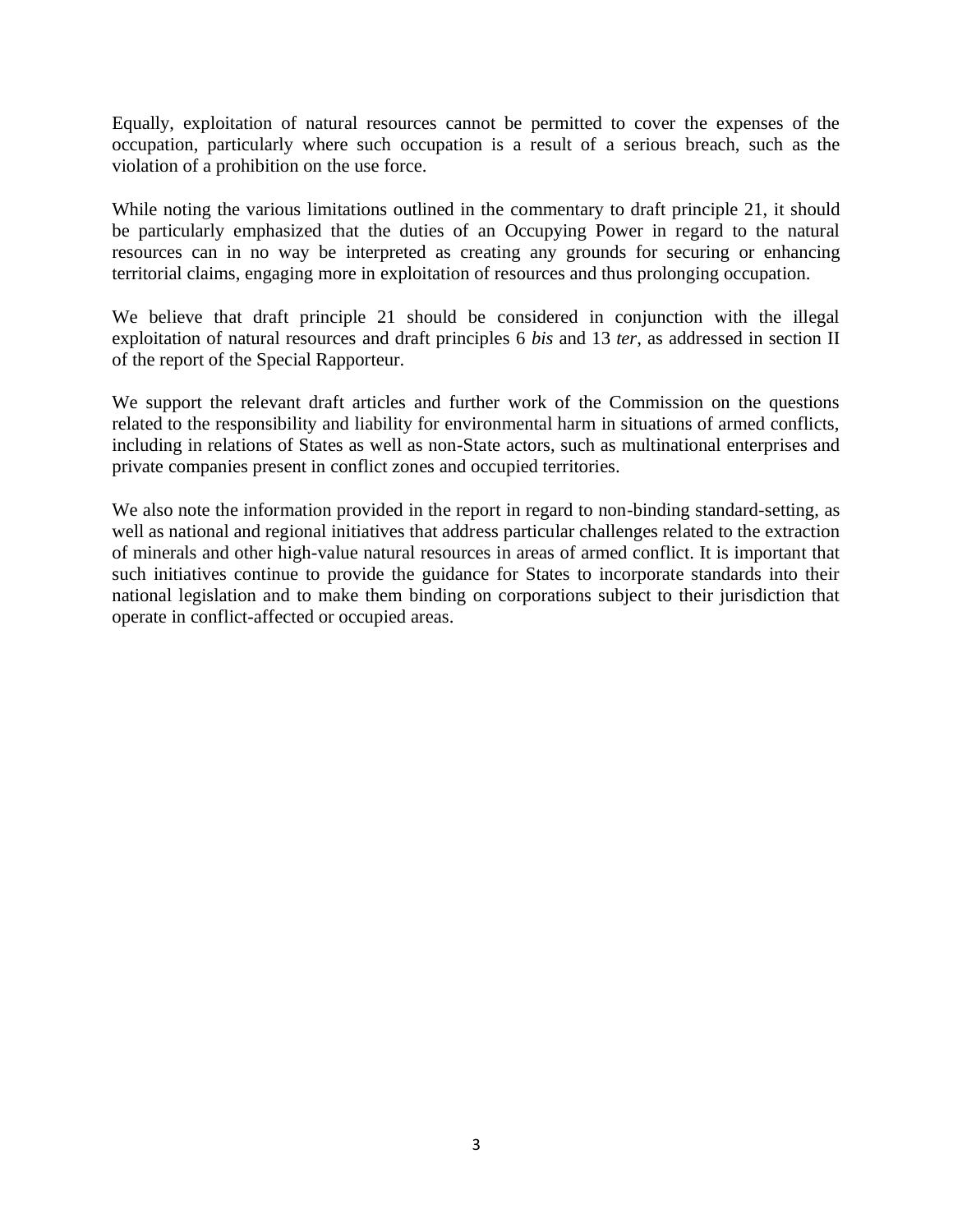Equally, exploitation of natural resources cannot be permitted to cover the expenses of the occupation, particularly where such occupation is a result of a serious breach, such as the violation of a prohibition on the use force.

While noting the various limitations outlined in the commentary to draft principle 21, it should be particularly emphasized that the duties of an Occupying Power in regard to the natural resources can in no way be interpreted as creating any grounds for securing or enhancing territorial claims, engaging more in exploitation of resources and thus prolonging occupation.

We believe that draft principle 21 should be considered in conjunction with the illegal exploitation of natural resources and draft principles 6 *bis* and 13 *ter*, as addressed in section II of the report of the Special Rapporteur.

We support the relevant draft articles and further work of the Commission on the questions related to the responsibility and liability for environmental harm in situations of armed conflicts, including in relations of States as well as non-State actors, such as multinational enterprises and private companies present in conflict zones and occupied territories.

We also note the information provided in the report in regard to non-binding standard-setting, as well as national and regional initiatives that address particular challenges related to the extraction of minerals and other high-value natural resources in areas of armed conflict. It is important that such initiatives continue to provide the guidance for States to incorporate standards into their national legislation and to make them binding on corporations subject to their jurisdiction that operate in conflict-affected or occupied areas.